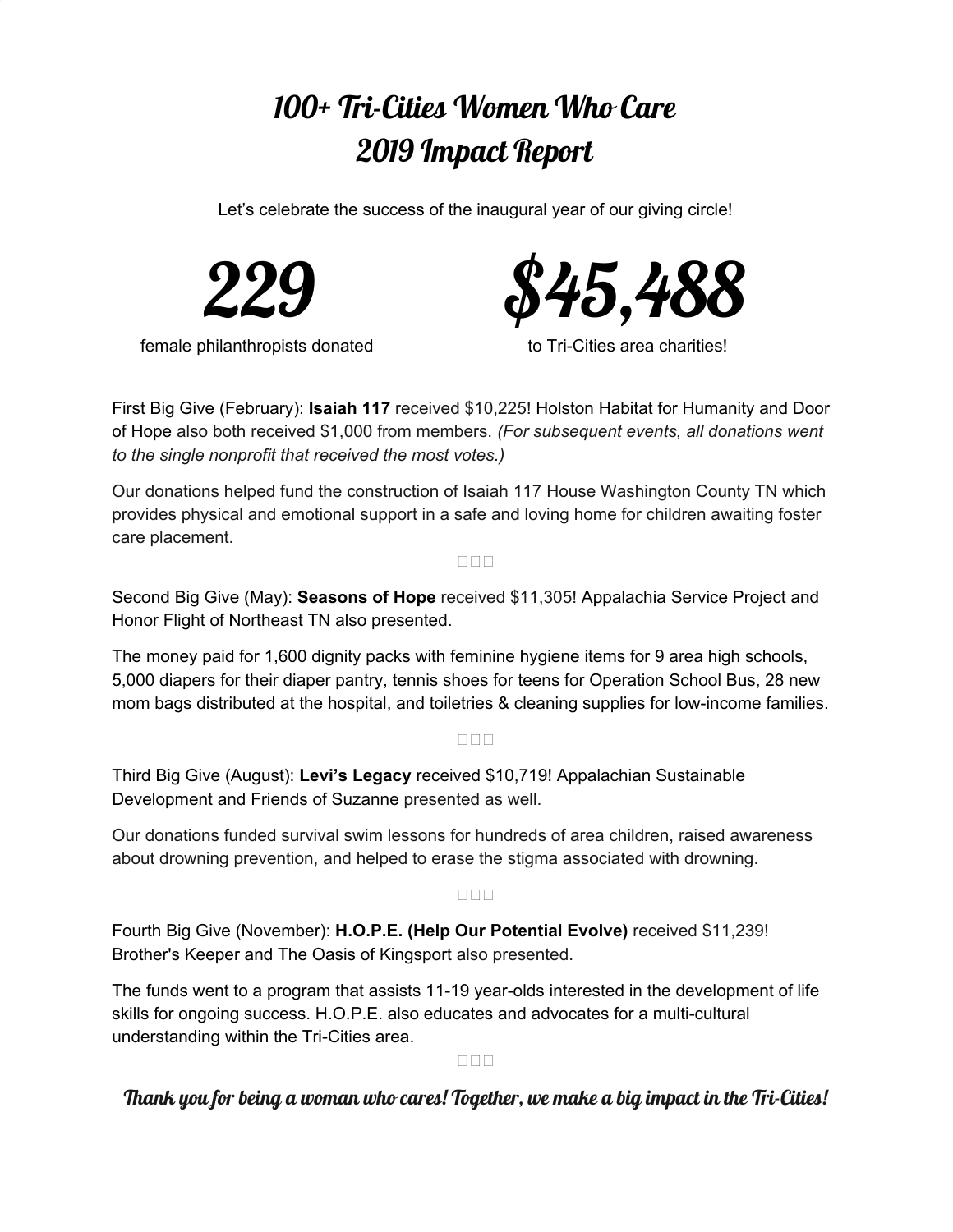# 100+ Tri-Cities Women Who Care
# 2019 Impact Report

Let's celebrate the success of the inaugural year of our giving circle!

**229**

female philanthropists donated

**$45,488**

to Tri-Cities area charities!

First Big Give (February): **Isaiah 117** received $10,225! Holston Habitat for Humanity and Door of Hope also both received $1,000 from members. *(For subsequent events, all donations went to the single nonprofit that received the most votes.)*

Our donations helped fund the construction of Isaiah 117 House Washington County TN which provides physical and emotional support in a safe and loving home for children awaiting foster care placement.

Second Big Give (May): **Seasons of Hope** received $11,305! Appalachia Service Project and Honor Flight of Northeast TN also presented.

The money paid for 1,600 dignity packs with feminine hygiene items for 9 area high schools, 5,000 diapers for their diaper pantry, tennis shoes for teens for Operation School Bus, 28 new mom bags distributed at the hospital, and toiletries & cleaning supplies for low-income families.

Third Big Give (August): **Levi's Legacy** received $10,719! Appalachian Sustainable Development and Friends of Suzanne presented as well.

Our donations funded survival swim lessons for hundreds of area children, raised awareness about drowning prevention, and helped to erase the stigma associated with drowning.

Fourth Big Give (November): **H.O.P.E. (Help Our Potential Evolve)** received $11,239! Brother's Keeper and The Oasis of Kingsport also presented.

The funds went to a program that assists 11-19 year-olds interested in the development of life skills for ongoing success. H.O.P.E. also educates and advocates for a multi-cultural understanding within the Tri-Cities area.

***Thank you for being a woman who cares! Together, we make a big impact in the Tri-Cities!***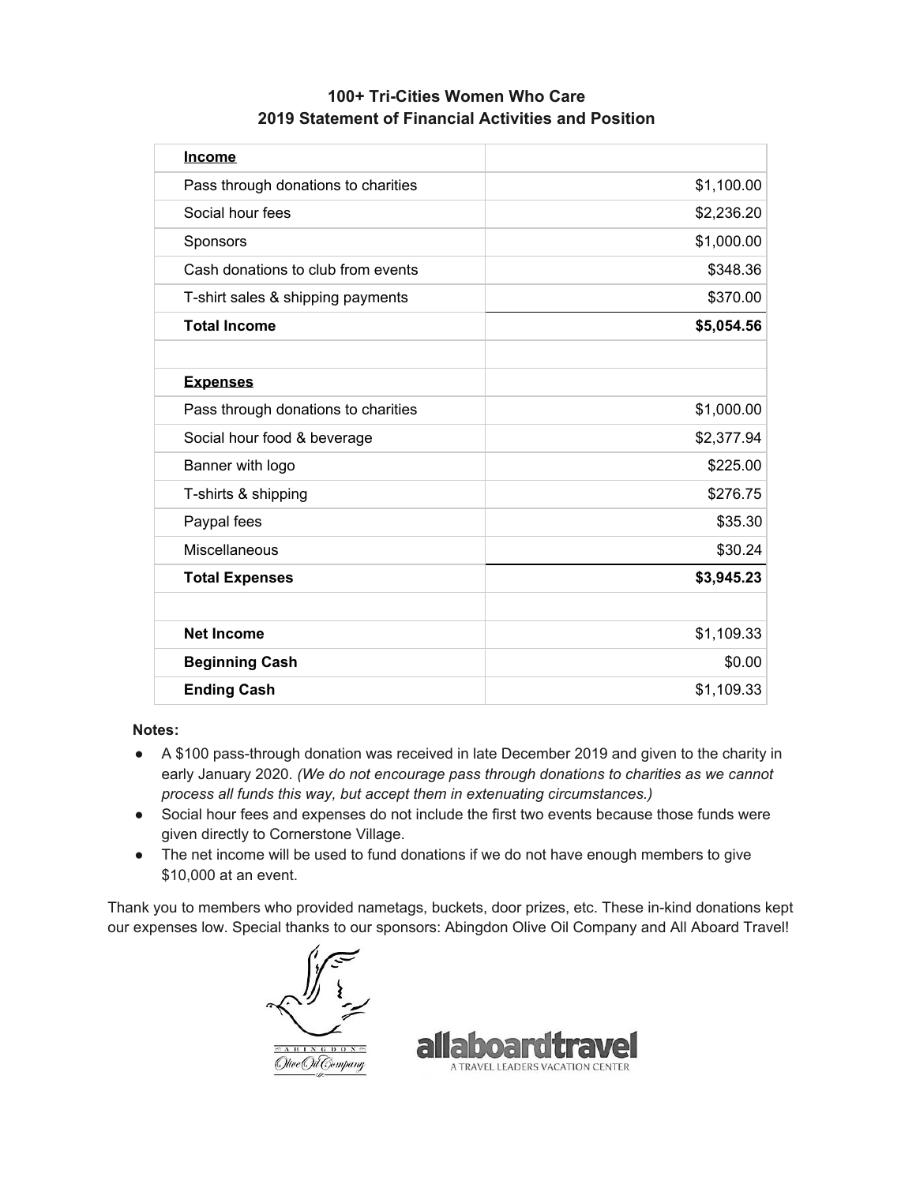# 100+ Tri-Cities Women Who Care
## 2019 Statement of Financial Activities and Position

| | |
|---|---|
| **Income** | |
| Pass through donations to charities | $1,100.00 |
| Social hour fees | $2,236.20 |
| Sponsors | $1,000.00 |
| Cash donations to club from events | $348.36 |
| T-shirt sales & shipping payments | $370.00 |
| **Total Income** | **$5,054.56** |
| | |
| **Expenses** | |
| Pass through donations to charities | $1,000.00 |
| Social hour food & beverage | $2,377.94 |
| Banner with logo | $225.00 |
| T-shirts & shipping | $276.75 |
| Paypal fees | $35.30 |
| Miscellaneous | $30.24 |
| **Total Expenses** | **$3,945.23** |
| | |
| **Net Income** | $1,109.33 |
| **Beginning Cash** | $0.00 |
| **Ending Cash** | $1,109.33 |

**Notes:**

- A $100 pass-through donation was received in late December 2019 and given to the charity in early January 2020. *(We do not encourage pass through donations to charities as we cannot process all funds this way, but accept them in extenuating circumstances.)*
- Social hour fees and expenses do not include the first two events because those funds were given directly to Cornerstone Village.
- The net income will be used to fund donations if we do not have enough members to give $10,000 at an event.

Thank you to members who provided nametags, buckets, door prizes, etc. These in-kind donations kept our expenses low. Special thanks to our sponsors: Abingdon Olive Oil Company and All Aboard Travel!

ABINGDON Olive Oil Company

allaboardtravel
A TRAVEL LEADERS VACATION CENTER